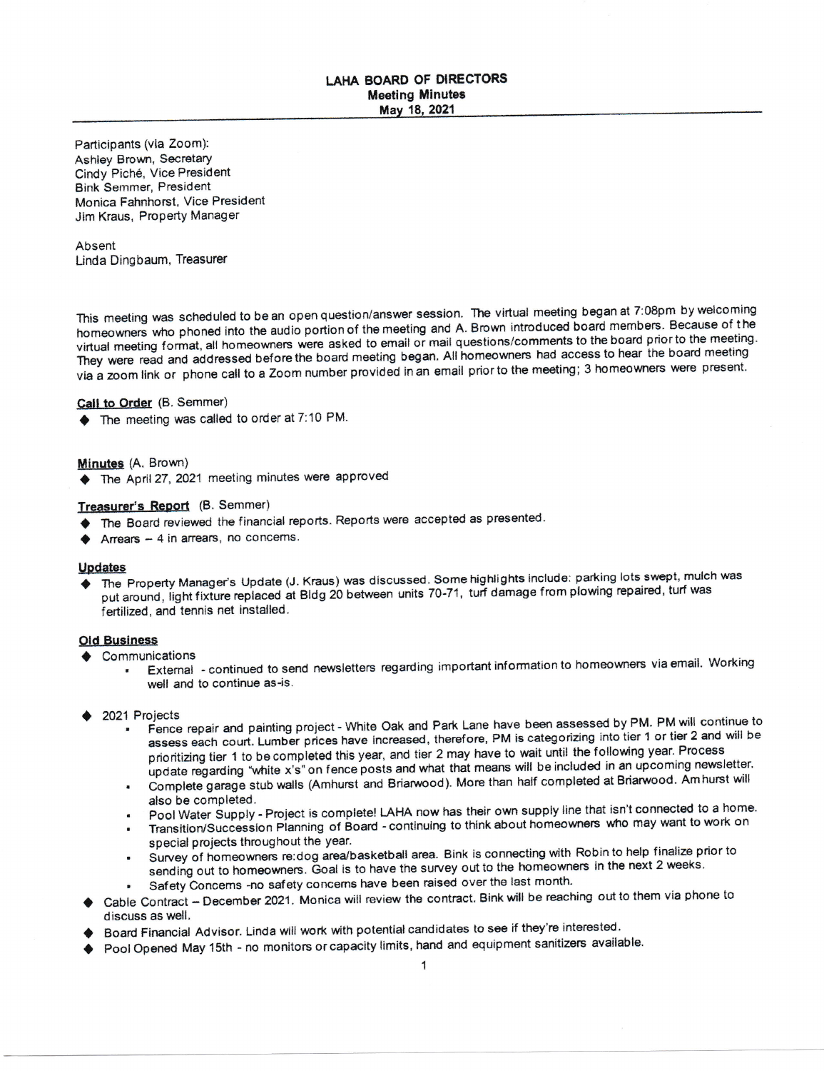# LAHA BOARD OF DIRECTORS
## Meeting Minutes
### May 18, 2021

Participants (via Zoom):
Ashley Brown, Secretary
Cindy Piché, Vice President
Bink Semmer, President
Monica Fahnhorst, Vice President
Jim Kraus, Property Manager

Absent
Linda Dingbaum, Treasurer

This meeting was scheduled to be an open question/answer session. The virtual meeting began at 7:08pm by welcoming homeowners who phoned into the audio portion of the meeting and A. Brown introduced board members. Because of the virtual meeting format, all homeowners were asked to email or mail questions/comments to the board prior to the meeting. They were read and addressed before the board meeting began. All homeowners had access to hear the board meeting via a zoom link or phone call to a Zoom number provided in an email prior to the meeting; 3 homeowners were present.

**Call to Order** (B. Semmer)

- The meeting was called to order at 7:10 PM.

**Minutes** (A. Brown)

- The April 27, 2021 meeting minutes were approved

**Treasurer's Report** (B. Semmer)

- The Board reviewed the financial reports. Reports were accepted as presented.
- Arrears – 4 in arrears, no concerns.

**Updates**

- The Property Manager's Update (J. Kraus) was discussed. Some highlights include: parking lots swept, mulch was put around, light fixture replaced at Bldg 20 between units 70-71, turf damage from plowing repaired, turf was fertilized, and tennis net installed.

**Old Business**

- Communications
  - External - continued to send newsletters regarding important information to homeowners via email. Working well and to continue as-is.
- 2021 Projects
  - Fence repair and painting project - White Oak and Park Lane have been assessed by PM. PM will continue to assess each court. Lumber prices have increased, therefore, PM is categorizing into tier 1 or tier 2 and will be prioritizing tier 1 to be completed this year, and tier 2 may have to wait until the following year. Process update regarding "white x's" on fence posts and what that means will be included in an upcoming newsletter.
  - Complete garage stub walls (Amhurst and Briarwood). More than half completed at Briarwood. Amhurst will also be completed.
  - Pool Water Supply - Project is complete! LAHA now has their own supply line that isn't connected to a home.
  - Transition/Succession Planning of Board - continuing to think about homeowners who may want to work on special projects throughout the year.
  - Survey of homeowners re:dog area/basketball area. Bink is connecting with Robin to help finalize prior to sending out to homeowners. Goal is to have the survey out to the homeowners in the next 2 weeks.
  - Safety Concerns -no safety concerns have been raised over the last month.
- Cable Contract – December 2021. Monica will review the contract. Bink will be reaching out to them via phone to discuss as well.
- Board Financial Advisor. Linda will work with potential candidates to see if they're interested.
- Pool Opened May 15th - no monitors or capacity limits, hand and equipment sanitizers available.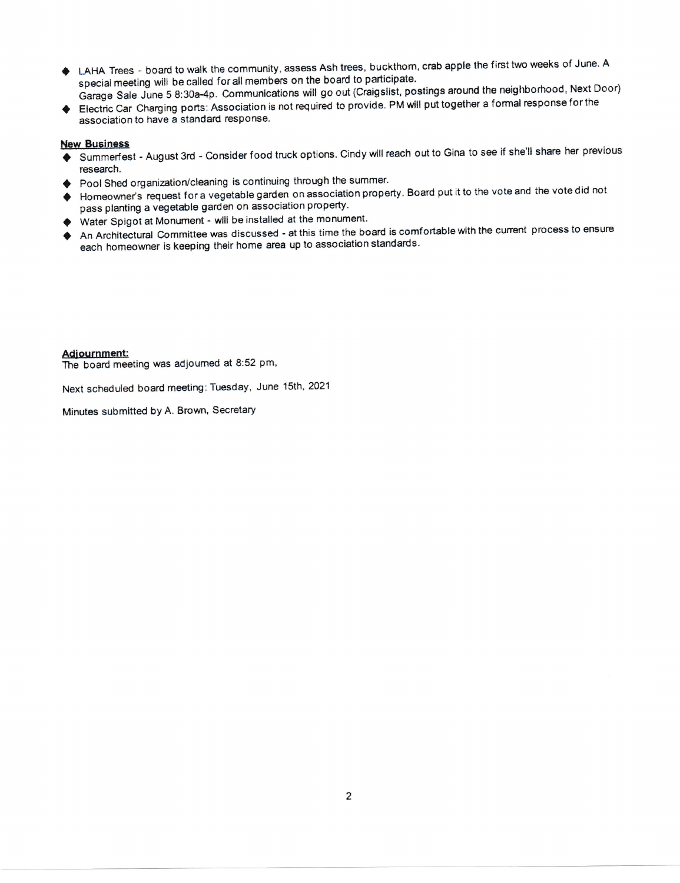- LAHA Trees - board to walk the community, assess Ash trees, buckthorn, crab apple the first two weeks of June. A special meeting will be called for all members on the board to participate.
  Garage Sale June 5 8:30a-4p. Communications will go out (Craigslist, postings around the neighborhood, Next Door)
- Electric Car Charging ports: Association is not required to provide. PM will put together a formal response for the association to have a standard response.

**New Business**

- Summerfest - August 3rd - Consider food truck options. Cindy will reach out to Gina to see if she'll share her previous research.
- Pool Shed organization/cleaning is continuing through the summer.
- Homeowner's request for a vegetable garden on association property. Board put it to the vote and the vote did not pass planting a vegetable garden on association property.
- Water Spigot at Monument - will be installed at the monument.
- An Architectural Committee was discussed - at this time the board is comfortable with the current process to ensure each homeowner is keeping their home area up to association standards.

**Adjournment:**
The board meeting was adjourned at 8:52 pm,

Next scheduled board meeting: Tuesday, June 15th, 2021

Minutes submitted by A. Brown, Secretary